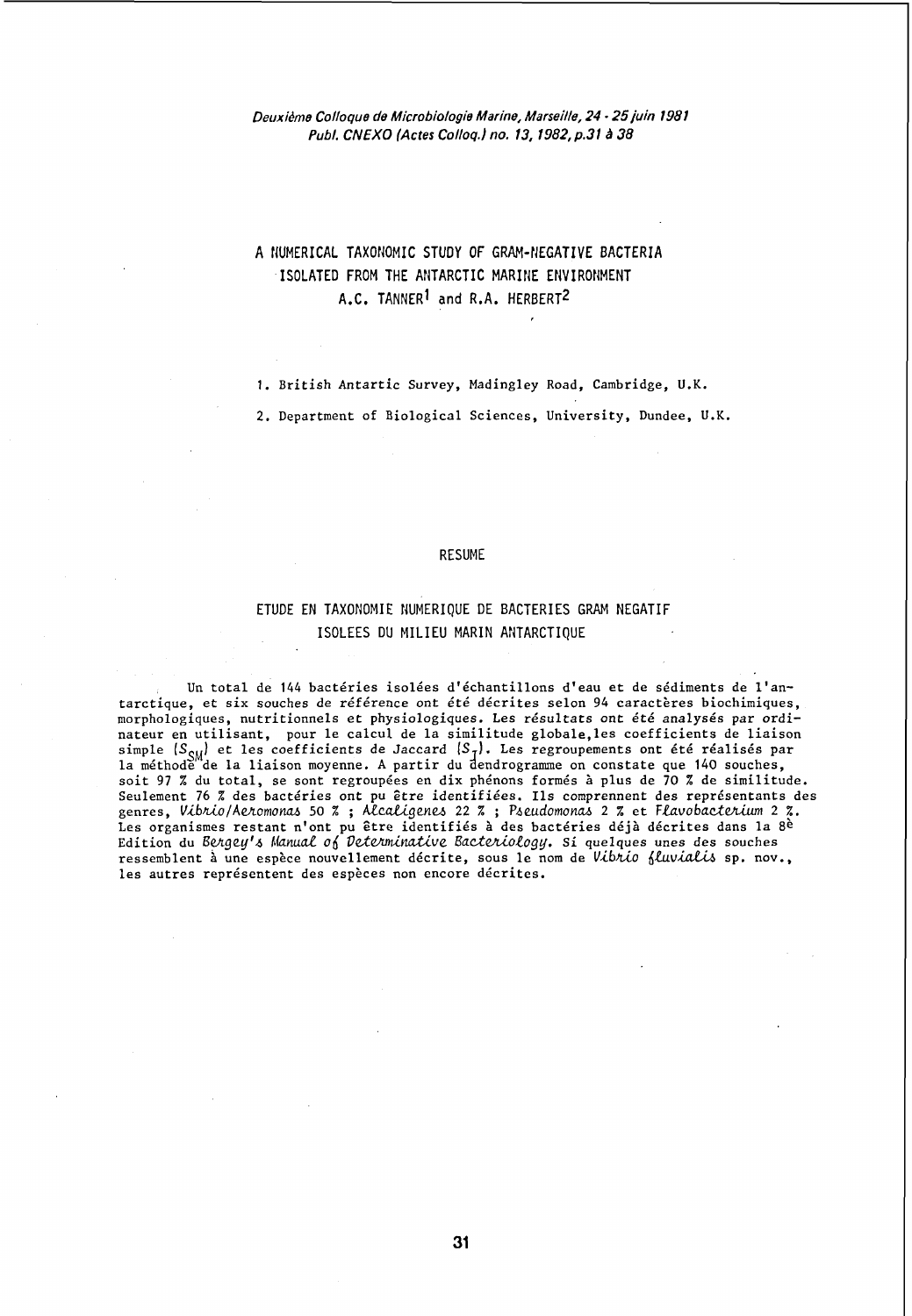*Deuxième Colloque de Microbiologie Marine, Marseille, 24 - 25 juin 1981*
*Publ. CNEXO (Actes Colloq.) no. 13, 1982, p.31 à 38*

# A NUMERICAL TAXONOMIC STUDY OF GRAM-NEGATIVE BACTERIA ISOLATED FROM THE ANTARCTIC MARINE ENVIRONMENT

A.C. TANNER[1] and R.A. HERBERT[2]

1. British Antartic Survey, Madingley Road, Cambridge, U.K.

2. Department of Biological Sciences, University, Dundee, U.K.

## RESUME

### ETUDE EN TAXONOMIE NUMERIQUE DE BACTERIES GRAM NEGATIF ISOLEES DU MILIEU MARIN ANTARCTIQUE

Un total de 144 bactéries isolées d'échantillons d'eau et de sédiments de l'antarctique, et six souches de référence ont été décrites selon 94 caractères biochimiques, morphologiques, nutritionnels et physiologiques. Les résultats ont été analysés par ordinateur en utilisant, pour le calcul de la similitude globale, les coefficients de liaison simple ($S_{SM}$) et les coefficients de Jaccard ($S_J$). Les regroupements ont été réalisés par la méthode de la liaison moyenne. A partir du dendrogramme on constate que 140 souches, soit 97 % du total, se sont regroupées en dix phénons formés à plus de 70 % de similitude. Seulement 76 % des bactéries ont pu être identifiées. Ils comprennent des représentants des genres, *Vibrio/Aeromonas* 50 % ; *Alcaligenes* 22 % ; *Pseudomonas* 2 % et *Flavobacterium* 2 %. Les organismes restant n'ont pu être identifiés à des bactéries déjà décrites dans la 8è Edition du *Bergey's Manual of Determinative Bacteriology*. Si quelques unes des souches ressemblent à une espèce nouvellement décrite, sous le nom de *Vibrio fluvialis* sp. nov., les autres représentent des espèces non encore décrites.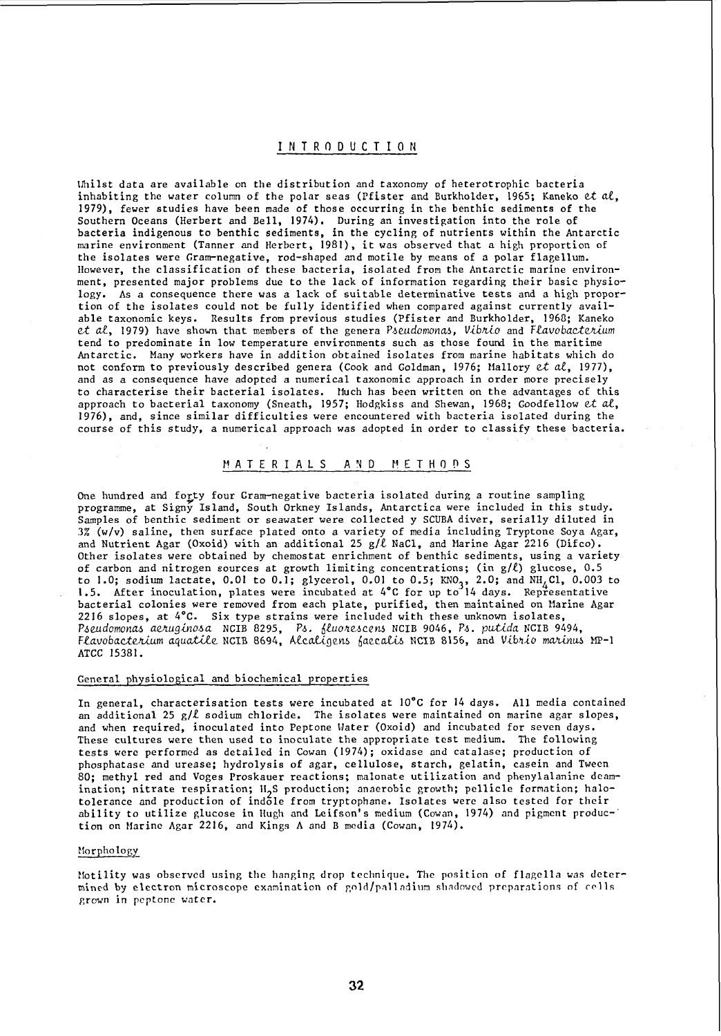## INTRODUCTION

Whilst data are available on the distribution and taxonomy of heterotrophic bacteria inhabiting the water column of the polar seas (Pfister and Burkholder, 1965; Kaneko *et al*, 1979), fewer studies have been made of those occurring in the benthic sediments of the Southern Oceans (Herbert and Bell, 1974). During an investigation into the role of bacteria indigenous to benthic sediments, in the cycling of nutrients within the Antarctic marine environment (Tanner and Herbert, 1981), it was observed that a high proportion of the isolates were Gram-negative, rod-shaped and motile by means of a polar flagellum. However, the classification of these bacteria, isolated from the Antarctic marine environment, presented major problems due to the lack of information regarding their basic physiology. As a consequence there was a lack of suitable determinative tests and a high proportion of the isolates could not be fully identified when compared against currently available taxonomic keys. Results from previous studies (Pfister and Burkholder, 1968; Kaneko *et al*, 1979) have shown that members of the genera *Pseudomonas*, *Vibrio* and *Flavobacterium* tend to predominate in low temperature environments such as those found in the maritime Antarctic. Many workers have in addition obtained isolates from marine habitats which do not conform to previously described genera (Cook and Goldman, 1976; Mallory *et al*, 1977), and as a consequence have adopted a numerical taxonomic approach in order more precisely to characterise their bacterial isolates. Much has been written on the advantages of this approach to bacterial taxonomy (Sneath, 1957; Hodgkiss and Shewan, 1968; Goodfellow *et al*, 1976), and, since similar difficulties were encountered with bacteria isolated during the course of this study, a numerical approach was adopted in order to classify these bacteria.

## MATERIALS AND METHODS

One hundred and forty four Gram-negative bacteria isolated during a routine sampling programme, at Signy Island, South Orkney Islands, Antarctica were included in this study. Samples of benthic sediment or seawater were collected y SCUBA diver, serially diluted in 3% (w/v) saline, then surface plated onto a variety of media including Tryptone Soya Agar, and Nutrient Agar (Oxoid) with an additional 25 g/ℓ NaCl, and Marine Agar 2216 (Difco). Other isolates were obtained by chemostat enrichment of benthic sediments, using a variety of carbon and nitrogen sources at growth limiting concentrations; (in g/ℓ) glucose, 0.5 to 1.0; sodium lactate, 0.01 to 0.1; glycerol, 0.01 to 0.5; $KNO_3$, 2.0; and $NH_4Cl$, 0.003 to 1.5. After inoculation, plates were incubated at 4°C for up to 14 days. Representative bacterial colonies were removed from each plate, purified, then maintained on Marine Agar 2216 slopes, at 4°C. Six type strains were included with these unknown isolates, *Pseudomonas aeruginosa* NCIB 8295, *Ps. fluorescens* NCIB 9046, *Ps. putida* NCIB 9494, *Flavobacterium aquatile* NCIB 8694, *Alcaligens faecalis* NCIB 8156, and *Vibrio marinus* MP-1 ATCC 15381.

### General physiological and biochemical properties

In general, characterisation tests were incubated at 10°C for 14 days. All media contained an additional 25 g/ℓ sodium chloride. The isolates were maintained on marine agar slopes, and when required, inoculated into Peptone Water (Oxoid) and incubated for seven days. These cultures were then used to inoculate the appropriate test medium. The following tests were performed as detailed in Cowan (1974); oxidase and catalase; production of phosphatase and urease; hydrolysis of agar, cellulose, starch, gelatin, casein and Tween 80; methyl red and Voges Proskauer reactions; malonate utilization and phenylalanine deamination; nitrate respiration; $H_2S$ production; anaerobic growth; pellicle formation; halotolerance and production of indole from tryptophane. Isolates were also tested for their ability to utilize glucose in Hugh and Leifson's medium (Cowan, 1974) and pigment production on Marine Agar 2216, and Kings A and B media (Cowan, 1974).

### Morphology

Motility was observed using the hanging drop technique. The position of flagella was determined by electron microscope examination of gold/palladium shadowed preparations of cells grown in peptone water.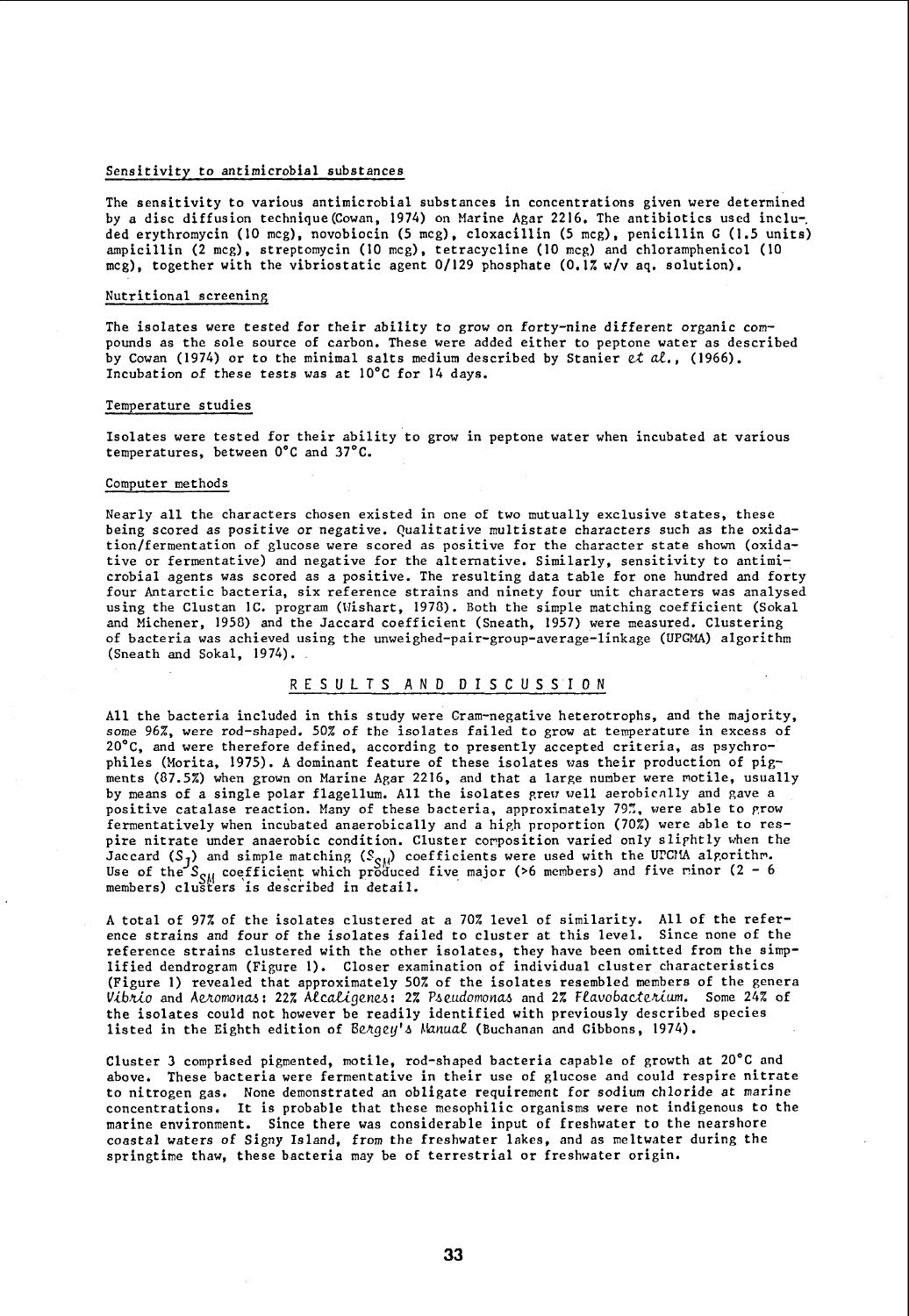### Sensitivity to antimicrobial substances

The sensitivity to various antimicrobial substances in concentrations given were determined by a disc diffusion technique (Cowan, 1974) on Marine Agar 2216. The antibiotics used included erythromycin (10 mcg), novobiocin (5 mcg), cloxacillin (5 mcg), penicillin G (1.5 units) ampicillin (2 mcg), streptomycin (10 mcg), tetracycline (10 mcg) and chloramphenicol (10 mcg), together with the vibriostatic agent 0/129 phosphate (0.1% w/v aq. solution).

### Nutritional screening

The isolates were tested for their ability to grow on forty-nine different organic compounds as the sole source of carbon. These were added either to peptone water as described by Cowan (1974) or to the minimal salts medium described by Stanier *et al.*, (1966). Incubation of these tests was at 10°C for 14 days.

### Temperature studies

Isolates were tested for their ability to grow in peptone water when incubated at various temperatures, between 0°C and 37°C.

### Computer methods

Nearly all the characters chosen existed in one of two mutually exclusive states, these being scored as positive or negative. Qualitative multistate characters such as the oxidation/fermentation of glucose were scored as positive for the character state shown (oxidative or fermentative) and negative for the alternative. Similarly, sensitivity to antimicrobial agents was scored as a positive. The resulting data table for one hundred and forty four Antarctic bacteria, six reference strains and ninety four unit characters was analysed using the Clustan 1C. program (Wishart, 1978). Both the simple matching coefficient (Sokal and Michener, 1958) and the Jaccard coefficient (Sneath, 1957) were measured. Clustering of bacteria was achieved using the unweighed-pair-group-average-linkage (UPGMA) algorithm (Sneath and Sokal, 1974).

## RESULTS AND DISCUSSION

All the bacteria included in this study were Gram-negative heterotrophs, and the majority, some 96%, were rod-shaped. 50% of the isolates failed to grow at temperature in excess of 20°C, and were therefore defined, according to presently accepted criteria, as psychrophiles (Morita, 1975). A dominant feature of these isolates was their production of pigments (87.5%) when grown on Marine Agar 2216, and that a large number were motile, usually by means of a single polar flagellum. All the isolates grew well aerobically and gave a positive catalase reaction. Many of these bacteria, approximately 79%, were able to grow fermentatively when incubated anaerobically and a high proportion (70%) were able to respire nitrate under anaerobic condition. Cluster composition varied only slightly when the Jaccard ($S_J$) and simple matching ($S_{SM}$) coefficients were used with the UPGMA algorithm. Use of the $S_{SM}$ coefficient which produced five major (>6 members) and five minor (2 - 6 members) clusters is described in detail.

A total of 97% of the isolates clustered at a 70% level of similarity. All of the reference strains and four of the isolates failed to cluster at this level. Since none of the reference strains clustered with the other isolates, they have been omitted from the simplified dendrogram (Figure 1). Closer examination of individual cluster characteristics (Figure 1) revealed that approximately 50% of the isolates resembled members of the genera *Vibrio* and *Aeromonas*: 22% *Alcaligenes*: 2% *Pseudomonas* and 2% *Flavobacterium*. Some 24% of the isolates could not however be readily identified with previously described species listed in the Eighth edition of *Bergey's Manual* (Buchanan and Gibbons, 1974).

Cluster 3 comprised pigmented, motile, rod-shaped bacteria capable of growth at 20°C and above. These bacteria were fermentative in their use of glucose and could respire nitrate to nitrogen gas. None demonstrated an obligate requirement for sodium chloride at marine concentrations. It is probable that these mesophilic organisms were not indigenous to the marine environment. Since there was considerable input of freshwater to the nearshore coastal waters of Signy Island, from the freshwater lakes, and as meltwater during the springtime thaw, these bacteria may be of terrestrial or freshwater origin.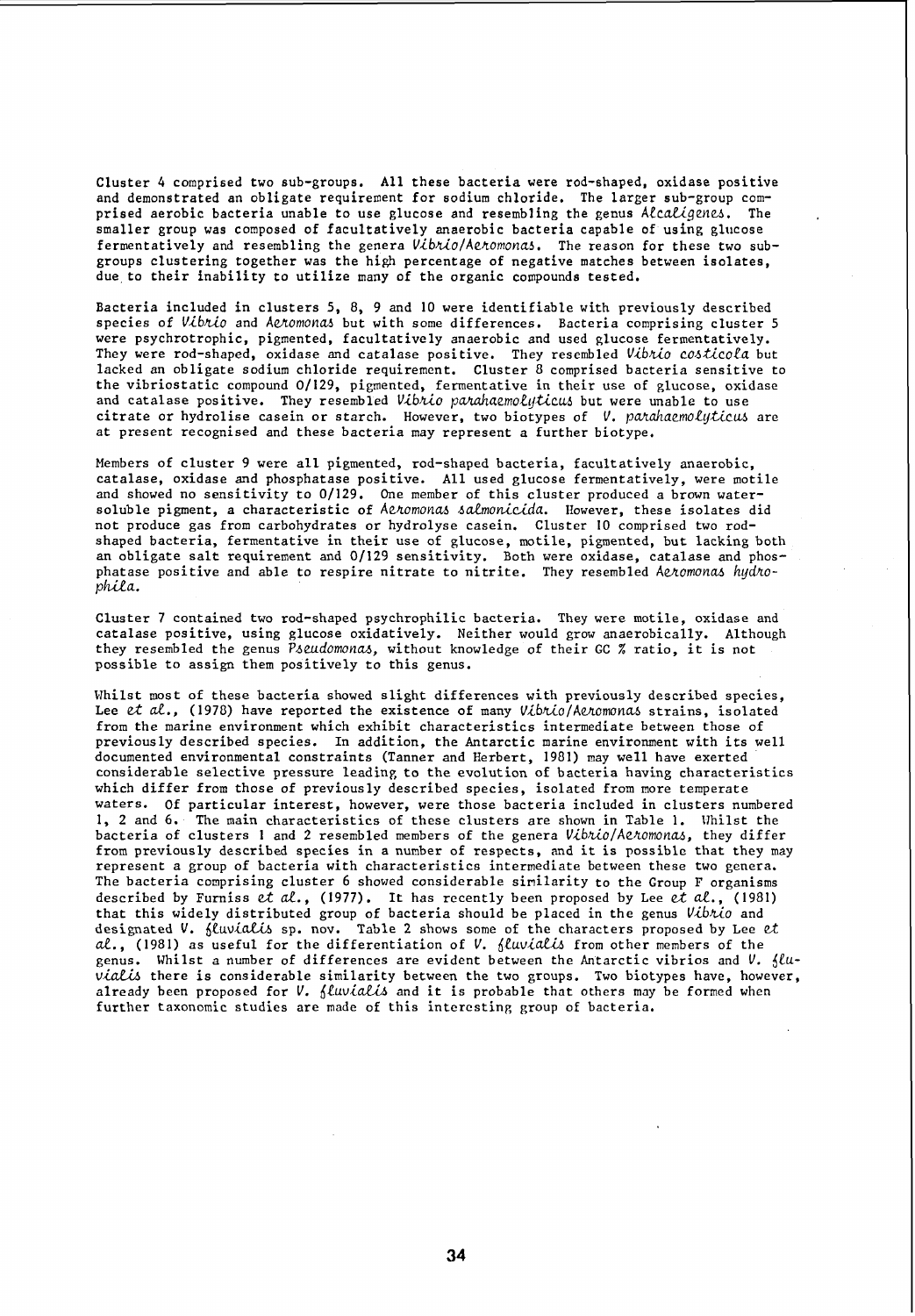Cluster 4 comprised two sub-groups. All these bacteria were rod-shaped, oxidase positive and demonstrated an obligate requirement for sodium chloride. The larger sub-group comprised aerobic bacteria unable to use glucose and resembling the genus *Alcaligenes*. The smaller group was composed of facultatively anaerobic bacteria capable of using glucose fermentatively and resembling the genera *Vibrio/Aeromonas*. The reason for these two sub-groups clustering together was the high percentage of negative matches between isolates, due to their inability to utilize many of the organic compounds tested.

Bacteria included in clusters 5, 8, 9 and 10 were identifiable with previously described species of *Vibrio* and *Aeromonas* but with some differences. Bacteria comprising cluster 5 were psychrotrophic, pigmented, facultatively anaerobic and used glucose fermentatively. They were rod-shaped, oxidase and catalase positive. They resembled *Vibrio costicola* but lacked an obligate sodium chloride requirement. Cluster 8 comprised bacteria sensitive to the vibriostatic compound 0/129, pigmented, fermentative in their use of glucose, oxidase and catalase positive. They resembled *Vibrio parahaemolyticus* but were unable to use citrate or hydrolise casein or starch. However, two biotypes of *V. parahaemolyticus* are at present recognised and these bacteria may represent a further biotype.

Members of cluster 9 were all pigmented, rod-shaped bacteria, facultatively anaerobic, catalase, oxidase and phosphatase positive. All used glucose fermentatively, were motile and showed no sensitivity to 0/129. One member of this cluster produced a brown water-soluble pigment, a characteristic of *Aeromonas salmonicida*. However, these isolates did not produce gas from carbohydrates or hydrolyse casein. Cluster 10 comprised two rod-shaped bacteria, fermentative in their use of glucose, motile, pigmented, but lacking both an obligate salt requirement and 0/129 sensitivity. Both were oxidase, catalase and phosphatase positive and able to respire nitrate to nitrite. They resembled *Aeromonas hydrophila*.

Cluster 7 contained two rod-shaped psychrophilic bacteria. They were motile, oxidase and catalase positive, using glucose oxidatively. Neither would grow anaerobically. Although they resembled the genus *Pseudomonas*, without knowledge of their GC % ratio, it is not possible to assign them positively to this genus.

Whilst most of these bacteria showed slight differences with previously described species, Lee *et al.*, (1978) have reported the existence of many *Vibrio/Aeromonas* strains, isolated from the marine environment which exhibit characteristics intermediate between those of previously described species. In addition, the Antarctic marine environment with its well documented environmental constraints (Tanner and Herbert, 1981) may well have exerted considerable selective pressure leading to the evolution of bacteria having characteristics which differ from those of previously described species, isolated from more temperate waters. Of particular interest, however, were those bacteria included in clusters numbered 1, 2 and 6. The main characteristics of these clusters are shown in Table 1. Whilst the bacteria of clusters 1 and 2 resembled members of the genera *Vibrio/Aeromonas*, they differ from previously described species in a number of respects, and it is possible that they may represent a group of bacteria with characteristics intermediate between these two genera. The bacteria comprising cluster 6 showed considerable similarity to the Group F organisms described by Furniss *et al.*, (1977). It has recently been proposed by Lee *et al.*, (1981) that this widely distributed group of bacteria should be placed in the genus *Vibrio* and designated *V. fluvialis* sp. nov. Table 2 shows some of the characters proposed by Lee *et al.*, (1981) as useful for the differentiation of *V. fluvialis* from other members of the genus. Whilst a number of differences are evident between the Antarctic vibrios and *V. fluvialis* there is considerable similarity between the two groups. Two biotypes have, however, already been proposed for *V. fluvialis* and it is probable that others may be formed when further taxonomic studies are made of this interesting group of bacteria.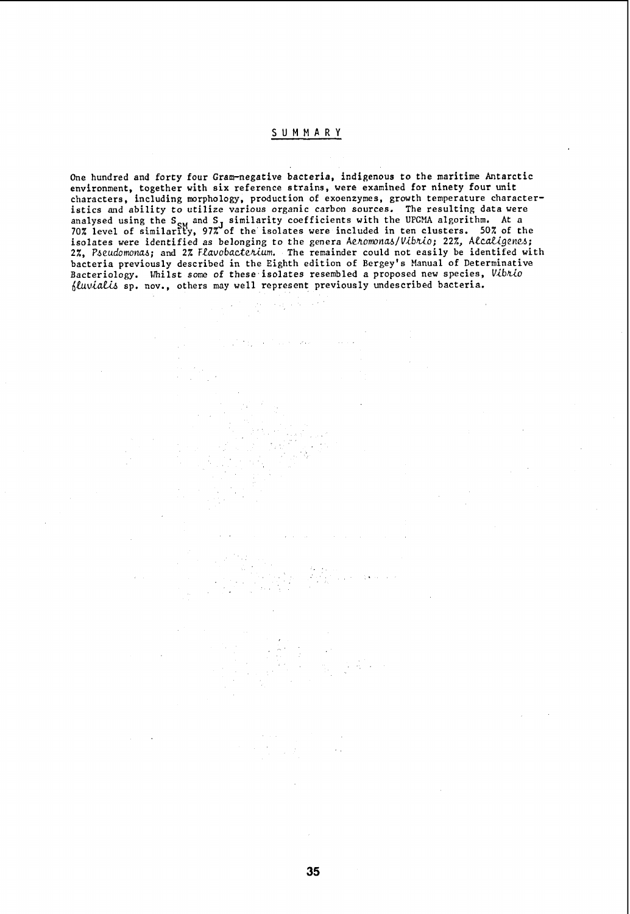## SUMMARY

One hundred and forty four Gram-negative bacteria, indigenous to the maritime Antarctic environment, together with six reference strains, were examined for ninety four unit characters, including morphology, production of exoenzymes, growth temperature characteristics and ability to utilize various organic carbon sources. The resulting data were analysed using the $S_{SM}$ and $S_J$ similarity coefficients with the UPGMA algorithm. At a 70% level of similarity, 97% of the isolates were included in ten clusters. 50% of the isolates were identified as belonging to the genera *Aeromonas*/*Vibrio*; 22%, *Alcaligenes*; 2%, *Pseudomonas*; and 2% *Flavobacterium*. The remainder could not easily be identifed with bacteria previously described in the Eighth edition of Bergey's Manual of Determinative Bacteriology. Whilst some of these isolates resembled a proposed new species, *Vibrio fluvialis* sp. nov., others may well represent previously undescribed bacteria.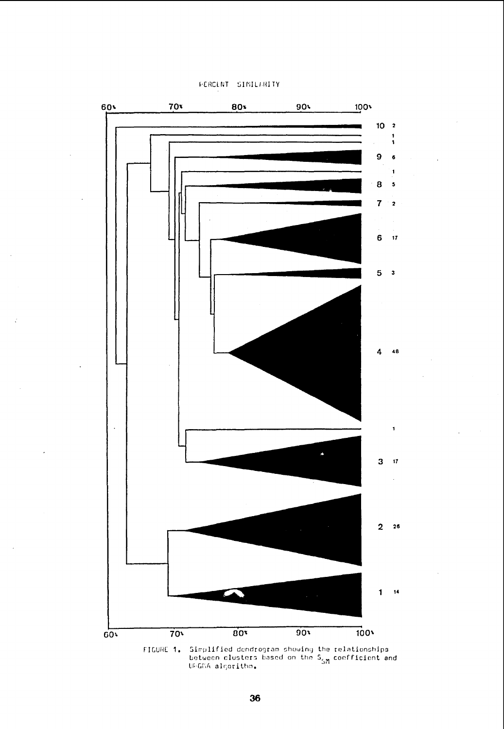FIGURE 1. Simplified dendrogram showing the relationships between clusters based on the $S_{SM}$ coefficient and UPGMA algorithm.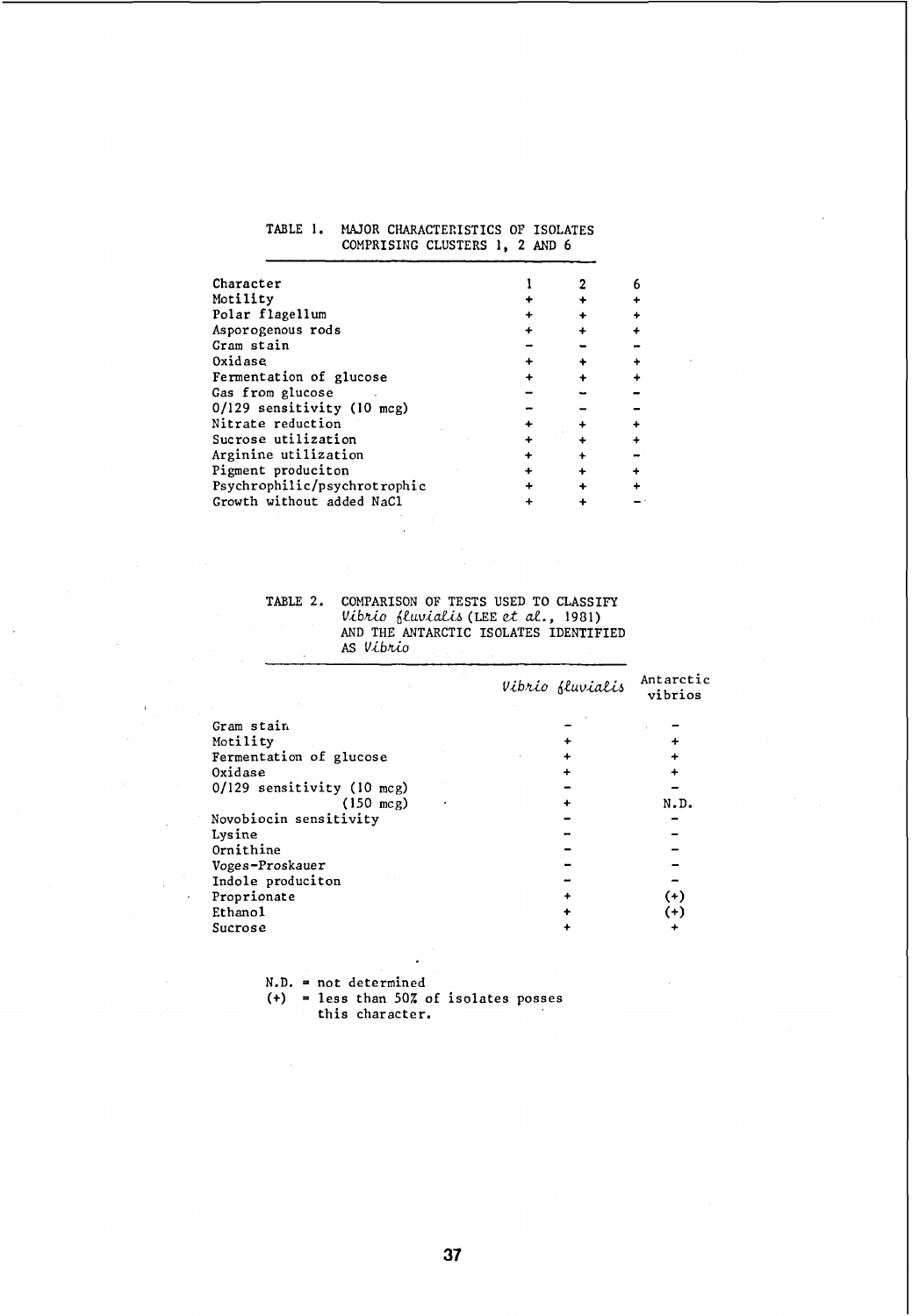TABLE 1. MAJOR CHARACTERISTICS OF ISOLATES COMPRISING CLUSTERS 1, 2 AND 6

| Character | 1 | 2 | 6 |
|---|---|---|---|
| Motility | + | + | + |
| Polar flagellum | + | + | + |
| Asporogenous rods | + | + | + |
| Gram stain | – | – | – |
| Oxidase | + | + | + |
| Fermentation of glucose | + | + | + |
| Gas from glucose | – | – | – |
| 0/129 sensitivity (10 mcg) | – | – | – |
| Nitrate reduction | + | + | + |
| Sucrose utilization | + | + | + |
| Arginine utilization | + | + | – |
| Pigment produciton | + | + | + |
| Psychrophilic/psychrotrophic | + | + | + |
| Growth without added NaCl | + | + | – |

TABLE 2. COMPARISON OF TESTS USED TO CLASSIFY *Vibrio fluvialis* (LEE *et al.*, 1981) AND THE ANTARCTIC ISOLATES IDENTIFIED AS *Vibrio*

| | *Vibrio fluvialis* | Antarctic vibrios |
|---|---|---|
| Gram stain | – | – |
| Motility | + | + |
| Fermentation of glucose | + | + |
| Oxidase | + | + |
| 0/129 sensitivity (10 mcg) | – | – |
| (150 mcg) | + | N.D. |
| Novobiocin sensitivity | – | – |
| Lysine | – | – |
| Ornithine | – | – |
| Voges-Proskauer | – | – |
| Indole produciton | – | – |
| Proprionate | + | (+) |
| Ethanol | + | (+) |
| Sucrose | + | + |

N.D. = not determined
(+) = less than 50% of isolates posses this character.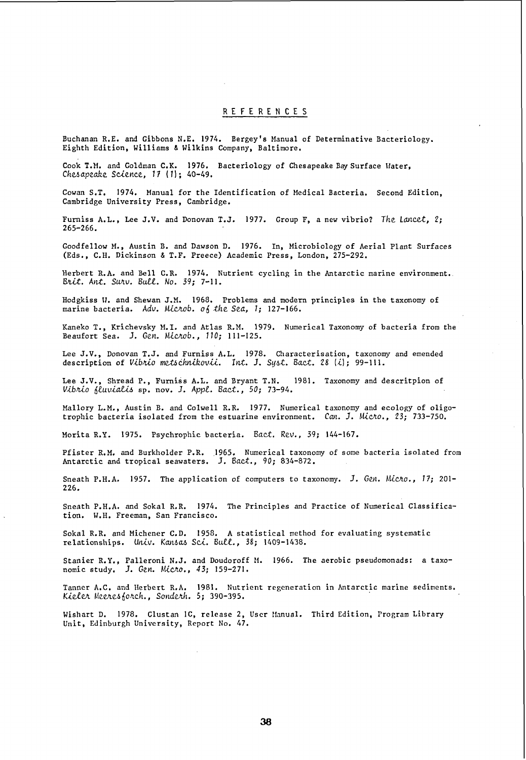# REFERENCES

Buchanan R.E. and Gibbons N.E. 1974. Bergey's Manual of Determinative Bacteriology. Eighth Edition, Williams & Wilkins Company, Baltimore.

Cook T.M. and Goldman C.K. 1976. Bacteriology of Chesapeake Bay Surface Water, *Chesapeake Science, 17* (1); 40-49.

Cowan S.T. 1974. Manual for the Identification of Medical Bacteria. Second Edition, Cambridge University Press, Cambridge.

Furniss A.L., Lee J.V. and Donovan T.J. 1977. Group F, a new vibrio? *The Lancet, 2*; 265-266.

Goodfellow M., Austin B. and Dawson D. 1976. In, Microbiology of Aerial Plant Surfaces (Eds., C.H. Dickinson & T.F. Preece) Academic Press, London, 275-292.

Herbert R.A. and Bell C.R. 1974. Nutrient cycling in the Antarctic marine environment. *Brit. Ant. Surv. Bull. No. 39*; 7-11.

Hodgkiss W. and Shewan J.M. 1968. Problems and modern principles in the taxonomy of marine bacteria. *Adv. Microb. of the Sea, 1*; 127-166.

Kaneko T., Krichevsky M.I. and Atlas R.M. 1979. Numerical Taxonomy of bacteria from the Beaufort Sea. *J. Gen. Microb., 110*; 111-125.

Lee J.V., Donovan T.J. and Furniss A.L. 1978. Characterisation, taxonomy and emended description of *Vibrio metschnikovii*. *Int. J. Syst. Bact. 28* (*i*); 99-111.

Lee J.V., Shread P., Furniss A.L. and Bryant T.N. 1981. Taxonomy and descritpion of *Vibrio fluvialis* sp. nov. *J. Appl. Bact., 50*; 73-94.

Mallory L.M., Austin B. and Colwell R.R. 1977. Numerical taxonomy and ecology of oligotrophic bacteria isolated from the estuarine environment. *Can. J. Micro., 23*; 733-750.

Morita R.Y. 1975. Psychrophic bacteria. *Bact. Rev., 39*; 144-167.

Pfister R.M. and Burkholder P.R. 1965. Numerical taxonomy of some bacteria isolated from Antarctic and tropical seawaters. *J. Bact., 90*; 834-872.

Sneath P.H.A. 1957. The application of computers to taxonomy. *J. Gen. Micro., 17*; 201-226.

Sneath P.H.A. and Sokal R.R. 1974. The Principles and Practice of Numerical Classification. W.H. Freeman, San Francisco.

Sokal R.R. and Michener C.D. 1958. A statistical method for evaluating systematic relationships. *Univ. Kansas Sci. Bull., 38*; 1409-1438.

Stanier R.Y., Palleroni N.J. and Doudoroff M. 1966. The aerobic pseudomonads: a taxonomic study. *J. Gen. Micro., 43*; 159-271.

Tanner A.C. and Herbert R.A. 1981. Nutrient regeneration in Antarctic marine sediments. *Kieler Meeresforch., Sonderh. 5*; 390-395.

Wishart D. 1978. Clustan 1C, release 2, User Manual. Third Edition, Program Library Unit, Edinburgh University, Report No. 47.